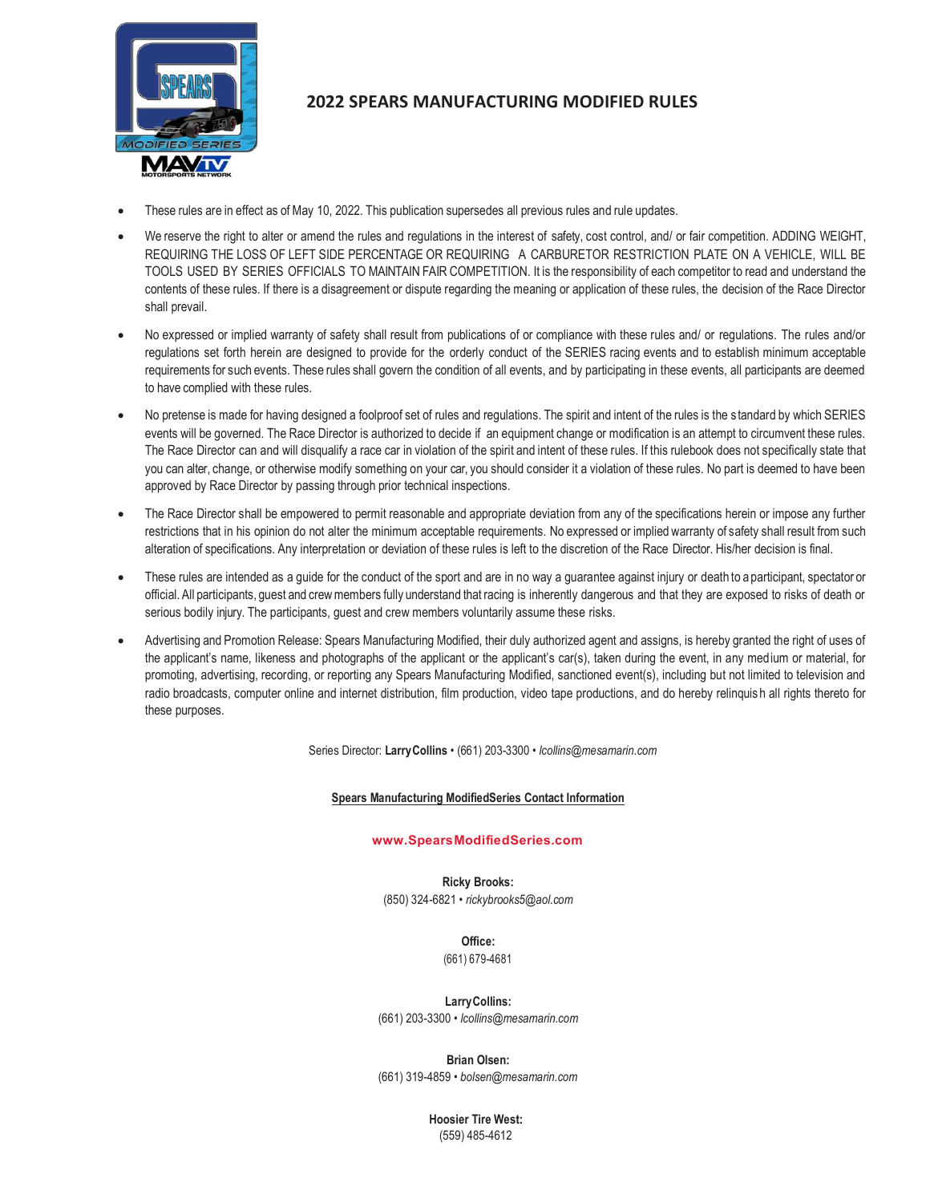# 2022 SPEARS MANUFACTURING MODIFIED RULES

- These rules are in effect as of May 10, 2022. This publication supersedes all previous rules and rule updates.
- We reserve the right to alter or amend the rules and regulations in the interest of safety, cost control, and/ or fair competition. ADDING WEIGHT, REQUIRING THE LOSS OF LEFT SIDE PERCENTAGE OR REQUIRING A CARBURETOR RESTRICTION PLATE ON A VEHICLE, WILL BE TOOLS USED BY SERIES OFFICIALS TO MAINTAIN FAIR COMPETITION. It is the responsibility of each competitor to read and understand the contents of these rules. If there is a disagreement or dispute regarding the meaning or application of these rules, the decision of the Race Director shall prevail.
- No expressed or implied warranty of safety shall result from publications of or compliance with these rules and/ or regulations. The rules and/or regulations set forth herein are designed to provide for the orderly conduct of the SERIES racing events and to establish minimum acceptable requirements for such events. These rules shall govern the condition of all events, and by participating in these events, all participants are deemed to have complied with these rules.
- No pretense is made for having designed a foolproof set of rules and regulations. The spirit and intent of the rules is the standard by which SERIES events will be governed. The Race Director is authorized to decide if an equipment change or modification is an attempt to circumvent these rules. The Race Director can and will disqualify a race car in violation of the spirit and intent of these rules. If this rulebook does not specifically state that you can alter, change, or otherwise modify something on your car, you should consider it a violation of these rules. No part is deemed to have been approved by Race Director by passing through prior technical inspections.
- The Race Director shall be empowered to permit reasonable and appropriate deviation from any of the specifications herein or impose any further restrictions that in his opinion do not alter the minimum acceptable requirements. No expressed or implied warranty of safety shall result from such alteration of specifications. Any interpretation or deviation of these rules is left to the discretion of the Race Director. His/her decision is final.
- These rules are intended as a guide for the conduct of the sport and are in no way a guarantee against injury or death to a participant, spectator or official. All participants, guest and crew members fully understand that racing is inherently dangerous and that they are exposed to risks of death or serious bodily injury. The participants, guest and crew members voluntarily assume these risks.
- Advertising and Promotion Release: Spears Manufacturing Modified, their duly authorized agent and assigns, is hereby granted the right of uses of the applicant's name, likeness and photographs of the applicant or the applicant's car(s), taken during the event, in any medium or material, for promoting, advertising, recording, or reporting any Spears Manufacturing Modified, sanctioned event(s), including but not limited to television and radio broadcasts, computer online and internet distribution, film production, video tape productions, and do hereby relinquish all rights thereto for these purposes.

Series Director: **Larry Collins** • (661) 203-3300 • *lcollins@mesamarin.com*

**Spears Manufacturing ModifiedSeries Contact Information**

**www.SpearsModifiedSeries.com**

**Ricky Brooks:**
(850) 324-6821 • *rickybrooks5@aol.com*

**Office:**
(661) 679-4681

**Larry Collins:**
(661) 203-3300 • *lcollins@mesamarin.com*

**Brian Olsen:**
(661) 319-4859 • *bolsen@mesamarin.com*

**Hoosier Tire West:**
(559) 485-4612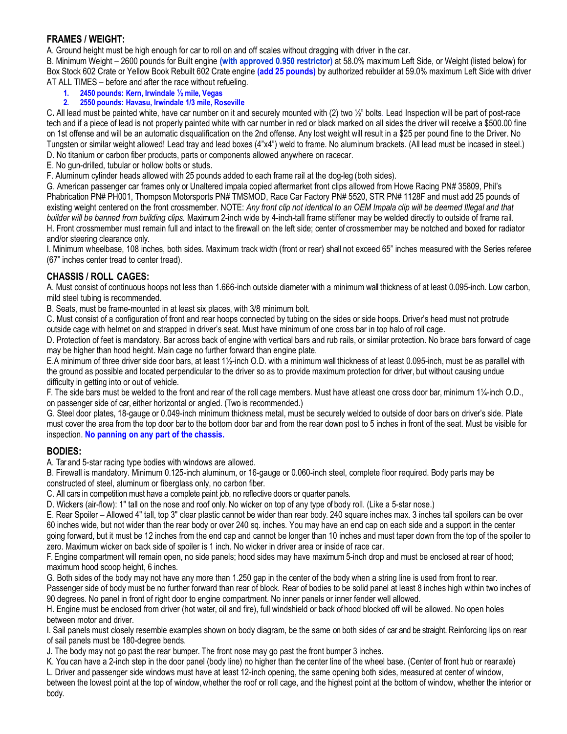## FRAMES / WEIGHT:

A. Ground height must be high enough for car to roll on and off scales without dragging with driver in the car.

B. Minimum Weight – 2600 pounds for Built engine **(with approved 0.950 restrictor)** at 58.0% maximum Left Side, or Weight (listed below) for Box Stock 602 Crate or Yellow Book Rebuilt 602 Crate engine **(add 25 pounds)** by authorized rebuilder at 59.0% maximum Left Side with driver AT ALL TIMES – before and after the race without refueling.

1. **2450 pounds: Kern, Irwindale ½ mile, Vegas**
2. **2550 pounds: Havasu, Irwindale 1/3 mile, Roseville**

C**.** All lead must be painted white, have car number on it and securely mounted with (2) two ½" bolts. Lead Inspection will be part of post-race tech and if a piece of lead is not properly painted white with car number in red or black marked on all sides the driver will receive a $500.00 fine on 1st offense and will be an automatic disqualification on the 2nd offense. Any lost weight will result in a $25 per pound fine to the Driver. No Tungsten or similar weight allowed! Lead tray and lead boxes (4"x4") weld to frame. No aluminum brackets. (All lead must be incased in steel.)

D. No titanium or carbon fiber products, parts or components allowed anywhere on racecar.

E. No gun-drilled, tubular or hollow bolts or studs.

F. Aluminum cylinder heads allowed with 25 pounds added to each frame rail at the dog-leg (both sides).

G. American passenger car frames only or Unaltered impala copied aftermarket front clips allowed from Howe Racing PN# 35809, Phil's Phabrication PN# PH001, Thompson Motorsports PN# TMSMOD, Race Car Factory PN# 5520, STR PN# 1128F and must add 25 pounds of existing weight centered on the front crossmember. NOTE: *Any front clip not identical to an OEM Impala clip will be deemed Illegal and that builder will be banned from building clips.* Maximum 2-inch wide by 4-inch-tall frame stiffener may be welded directly to outside of frame rail.

H. Front crossmember must remain full and intact to the firewall on the left side; center of crossmember may be notched and boxed for radiator and/or steering clearance only.

I. Minimum wheelbase, 108 inches, both sides. Maximum track width (front or rear) shall not exceed 65" inches measured with the Series referee (67" inches center tread to center tread).

## CHASSIS / ROLL CAGES:

A. Must consist of continuous hoops not less than 1.666-inch outside diameter with a minimum wall thickness of at least 0.095-inch. Low carbon, mild steel tubing is recommended.

B. Seats, must be frame-mounted in at least six places, with 3/8 minimum bolt.

C. Must consist of a configuration of front and rear hoops connected by tubing on the sides or side hoops. Driver's head must not protrude outside cage with helmet on and strapped in driver's seat. Must have minimum of one cross bar in top halo of roll cage.

D. Protection of feet is mandatory. Bar across back of engine with vertical bars and rub rails, or similar protection. No brace bars forward of cage may be higher than hood height. Main cage no further forward than engine plate.

E.A minimum of three driver side door bars, at least 1½-inch O.D. with a minimum wall thickness of at least 0.095-inch, must be as parallel with the ground as possible and located perpendicular to the driver so as to provide maximum protection for driver, but without causing undue difficulty in getting into or out of vehicle.

F. The side bars must be welded to the front and rear of the roll cage members. Must have at least one cross door bar, minimum 1¼-inch O.D., on passenger side of car, either horizontal or angled. (Two is recommended.)

G. Steel door plates, 18-gauge or 0.049-inch minimum thickness metal, must be securely welded to outside of door bars on driver's side. Plate must cover the area from the top door bar to the bottom door bar and from the rear down post to 5 inches in front of the seat. Must be visible for inspection. **No panning on any part of the chassis.**

## BODIES:

A. Tar and 5-star racing type bodies with windows are allowed.

B. Firewall is mandatory. Minimum 0.125-inch aluminum, or 16-gauge or 0.060-inch steel, complete floor required. Body parts may be constructed of steel, aluminum or fiberglass only, no carbon fiber.

C. All cars in competition must have a complete paint job, no reflective doors or quarter panels.

D. Wickers (air-flow): 1" tall on the nose and roof only. No wicker on top of any type of body roll. (Like a 5-star nose.)

E. Rear Spoiler – Allowed 4" tall, top 3" clear plastic cannot be wider than rear body. 240 square inches max. 3 inches tall spoilers can be over 60 inches wide, but not wider than the rear body or over 240 sq. inches. You may have an end cap on each side and a support in the center going forward, but it must be 12 inches from the end cap and cannot be longer than 10 inches and must taper down from the top of the spoiler to zero. Maximum wicker on back side of spoiler is 1 inch. No wicker in driver area or inside of race car.

F. Engine compartment will remain open, no side panels; hood sides may have maximum 5-inch drop and must be enclosed at rear of hood; maximum hood scoop height, 6 inches.

G. Both sides of the body may not have any more than 1.250 gap in the center of the body when a string line is used from front to rear. Passenger side of body must be no further forward than rear of block. Rear of bodies to be solid panel at least 8 inches high within two inches of 90 degrees. No panel in front of right door to engine compartment. No inner panels or inner fender well allowed.

H. Engine must be enclosed from driver (hot water, oil and fire), full windshield or back of hood blocked off will be allowed. No open holes between motor and driver.

I. Sail panels must closely resemble examples shown on body diagram, be the same on both sides of car and be straight. Reinforcing lips on rear of sail panels must be 180-degree bends.

J. The body may not go past the rear bumper. The front nose may go past the front bumper 3 inches.

K. You can have a 2-inch step in the door panel (body line) no higher than the center line of the wheel base. (Center of front hub or rear axle)

L. Driver and passenger side windows must have at least 12-inch opening, the same opening both sides, measured at center of window, between the lowest point at the top of window, whether the roof or roll cage, and the highest point at the bottom of window, whether the interior or body.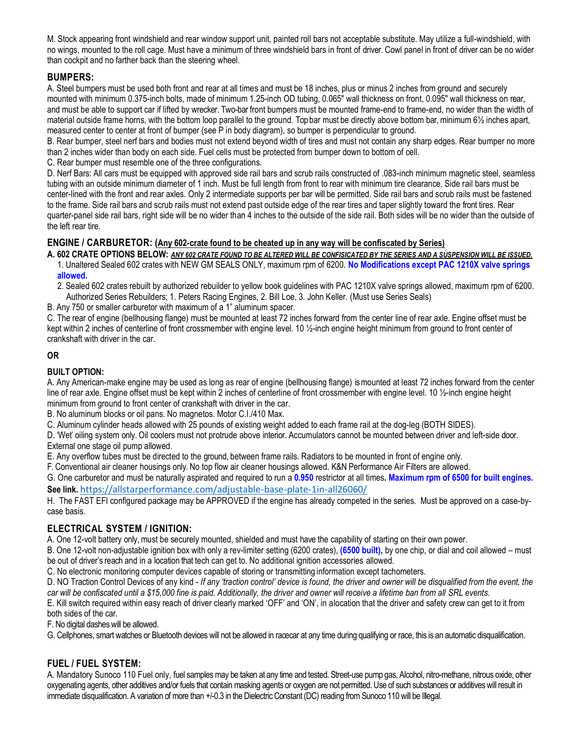M. Stock appearing front windshield and rear window support unit, painted roll bars not acceptable substitute. May utilize a full-windshield, with no wings, mounted to the roll cage. Must have a minimum of three windshield bars in front of driver. Cowl panel in front of driver can be no wider than cockpit and no farther back than the steering wheel.

## BUMPERS:

A. Steel bumpers must be used both front and rear at all times and must be 18 inches, plus or minus 2 inches from ground and securely mounted with minimum 0.375-inch bolts, made of minimum 1.25-inch OD tubing, 0.065" wall thickness on front, 0.095" wall thickness on rear, and must be able to support car if lifted by wrecker. Two-bar front bumpers must be mounted frame-end to frame-end, no wider than the width of material outside frame horns, with the bottom loop parallel to the ground. Top bar must be directly above bottom bar, minimum 6½ inches apart, measured center to center at front of bumper (see P in body diagram), so bumper is perpendicular to ground.

B. Rear bumper, steel nerf bars and bodies must not extend beyond width of tires and must not contain any sharp edges. Rear bumper no more than 2 inches wider than body on each side. Fuel cells must be protected from bumper down to bottom of cell.

C. Rear bumper must resemble one of the three configurations.

D. Nerf Bars: All cars must be equipped with approved side rail bars and scrub rails constructed of .083-inch minimum magnetic steel, seamless tubing with an outside minimum diameter of 1 inch. Must be full length from front to rear with minimum tire clearance. Side rail bars must be center-lined with the front and rear axles. Only 2 intermediate supports per bar will be permitted. Side rail bars and scrub rails must be fastened to the frame. Side rail bars and scrub rails must not extend past outside edge of the rear tires and taper slightly toward the front tires. Rear quarter-panel side rail bars, right side will be no wider than 4 inches to the outside of the side rail. Both sides will be no wider than the outside of the left rear tire.

## ENGINE / CARBURETOR: (<u>Any 602-crate found to be cheated up in any way will be confiscated by Series</u>)

**A. 602 CRATE OPTIONS BELOW:** ***<u>ANY 602 CRATE FOUND TO BE ALTERED WILL BE CONFISICATED BY THE SERIES AND A SUSPENSION WILL BE ISSUED.</u>***

1. Unaltered Sealed 602 crates with NEW GM SEALS ONLY, maximum rpm of 6200. **No Modifications except PAC 1210X valve springs allowed.**
2. Sealed 602 crates rebuilt by authorized rebuilder to yellow book guidelines with PAC 1210X valve springs allowed, maximum rpm of 6200. Authorized Series Rebuilders; 1. Peters Racing Engines, 2. Bill Loe, 3. John Keller. (Must use Series Seals)

B. Any 750 or smaller carburetor with maximum of a 1" aluminum spacer.

C. The rear of engine (bellhousing flange) must be mounted at least 72 inches forward from the center line of rear axle. Engine offset must be kept within 2 inches of centerline of front crossmember with engine level. 10 ½-inch engine height minimum from ground to front center of crankshaft with driver in the car.

**OR**

**BUILT OPTION:**

A. Any American-make engine may be used as long as rear of engine (bellhousing flange) is mounted at least 72 inches forward from the center line of rear axle. Engine offset must be kept within 2 inches of centerline of front crossmember with engine level. 10 ½-inch engine height minimum from ground to front center of crankshaft with driver in the car.

B. No aluminum blocks or oil pans. No magnetos. Motor C.I./410 Max.

C. Aluminum cylinder heads allowed with 25 pounds of existing weight added to each frame rail at the dog-leg (BOTH SIDES).

D. 'Wet' oiling system only. Oil coolers must not protrude above interior. Accumulators cannot be mounted between driver and left-side door. External one stage oil pump allowed.

E. Any overflow tubes must be directed to the ground, between frame rails. Radiators to be mounted in front of engine only.

F. Conventional air cleaner housings only. No top flow air cleaner housings allowed. K&N Performance Air Filters are allowed.

G. One carburetor and must be naturally aspirated and required to run a **0.950** restrictor at all times**. Maximum rpm of 6500 for built engines. See link.** https://allstarperformance.com/adjustable-base-plate-1in-all26060/

H. The FAST EFI configured package may be APPROVED if the engine has already competed in the series. Must be approved on a case-by-case basis.

## ELECTRICAL SYSTEM / IGNITION:

A. One 12-volt battery only, must be securely mounted, shielded and must have the capability of starting on their own power.

B. One 12-volt non-adjustable ignition box with only a rev-limiter setting (6200 crates), **(6500 built),** by one chip, or dial and coil allowed – must be out of driver's reach and in a location that tech can get to. No additional ignition accessories allowed.

C. No electronic monitoring computer devices capable of storing or transmitting information except tachometers.

D. NO Traction Control Devices of any kind - *If any 'traction control' device is found, the driver and owner will be disqualified from the event, the car will be confiscated until a $15,000 fine is paid. Additionally, the driver and owner will receive a lifetime ban from all SRL events.*

E. Kill switch required within easy reach of driver clearly marked 'OFF' and 'ON', in a location that the driver and safety crew can get to it from both sides of the car.

F. No digital dashes will be allowed.

G. Cellphones, smart watches or Bluetooth devices will not be allowed in racecar at any time during qualifying or race, this is an automatic disqualification.

## FUEL / FUEL SYSTEM:

A. Mandatory Sunoco 110 Fuel only, fuel samples may be taken at any time and tested. Street-use pump gas, Alcohol, nitro-methane, nitrous oxide, other oxygenating agents, other additives and/or fuels that contain masking agents or oxygen are not permitted. Use of such substances or additives will result in immediate disqualification. A variation of more than +/-0.3 in the Dielectric Constant (DC) reading from Sunoco 110 will be Illegal.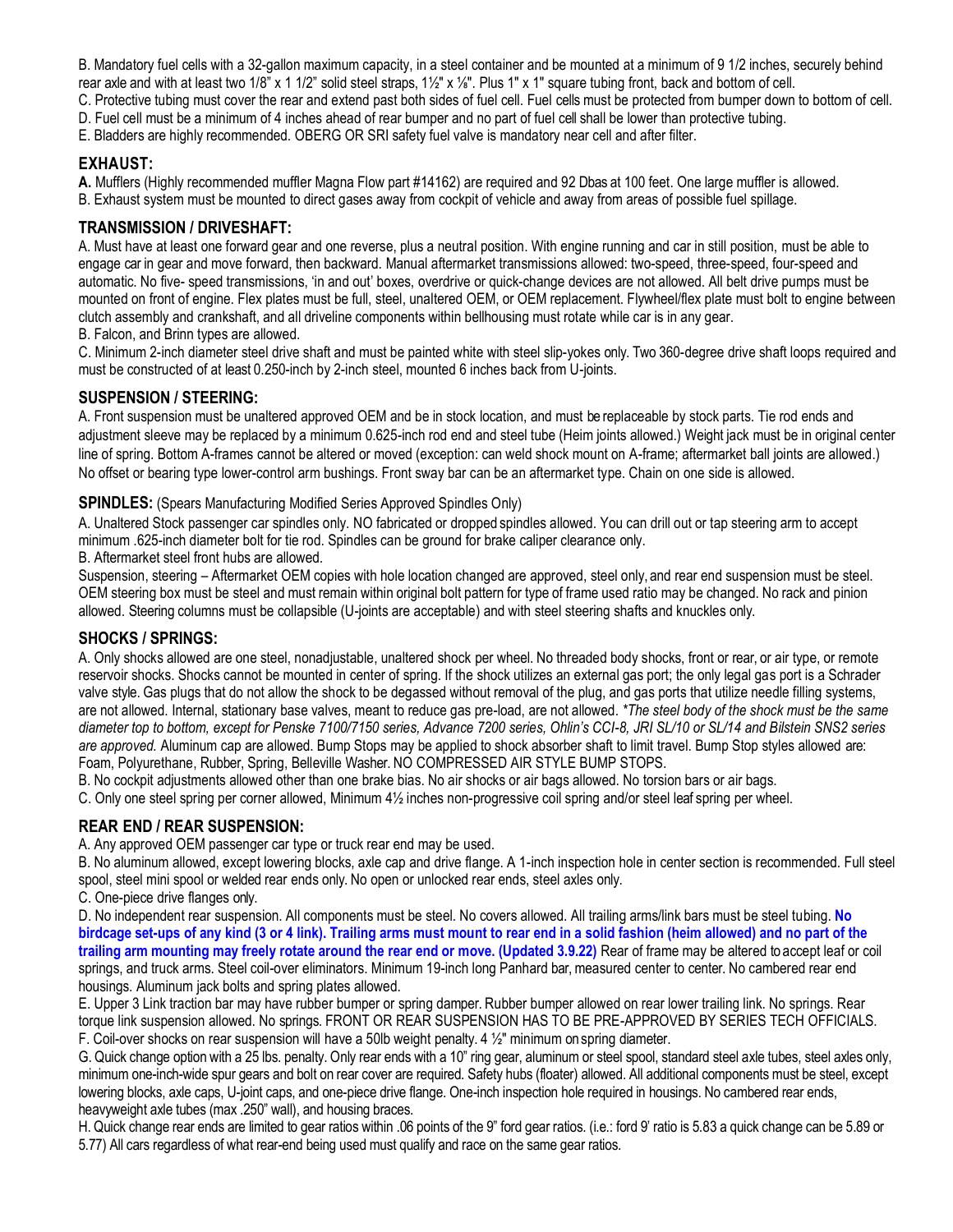B. Mandatory fuel cells with a 32-gallon maximum capacity, in a steel container and be mounted at a minimum of 9 1/2 inches, securely behind rear axle and with at least two 1/8" x 1 1/2" solid steel straps, 1½" x ⅛". Plus 1" x 1" square tubing front, back and bottom of cell.
C. Protective tubing must cover the rear and extend past both sides of fuel cell. Fuel cells must be protected from bumper down to bottom of cell.
D. Fuel cell must be a minimum of 4 inches ahead of rear bumper and no part of fuel cell shall be lower than protective tubing.
E. Bladders are highly recommended. OBERG OR SRI safety fuel valve is mandatory near cell and after filter.

## EXHAUST:

**A.** Mufflers (Highly recommended muffler Magna Flow part #14162) are required and 92 Dbas at 100 feet. One large muffler is allowed.
B. Exhaust system must be mounted to direct gases away from cockpit of vehicle and away from areas of possible fuel spillage.

## TRANSMISSION / DRIVESHAFT:

A. Must have at least one forward gear and one reverse, plus a neutral position. With engine running and car in still position, must be able to engage car in gear and move forward, then backward. Manual aftermarket transmissions allowed: two-speed, three-speed, four-speed and automatic. No five- speed transmissions, 'in and out' boxes, overdrive or quick-change devices are not allowed. All belt drive pumps must be mounted on front of engine. Flex plates must be full, steel, unaltered OEM, or OEM replacement. Flywheel/flex plate must bolt to engine between clutch assembly and crankshaft, and all driveline components within bellhousing must rotate while car is in any gear.
B. Falcon, and Brinn types are allowed.
C. Minimum 2-inch diameter steel drive shaft and must be painted white with steel slip-yokes only. Two 360-degree drive shaft loops required and must be constructed of at least 0.250-inch by 2-inch steel, mounted 6 inches back from U-joints.

## SUSPENSION / STEERING:

A. Front suspension must be unaltered approved OEM and be in stock location, and must be replaceable by stock parts. Tie rod ends and adjustment sleeve may be replaced by a minimum 0.625-inch rod end and steel tube (Heim joints allowed.) Weight jack must be in original center line of spring. Bottom A-frames cannot be altered or moved (exception: can weld shock mount on A-frame; aftermarket ball joints are allowed.) No offset or bearing type lower-control arm bushings. Front sway bar can be an aftermarket type. Chain on one side is allowed.

**SPINDLES:** (Spears Manufacturing Modified Series Approved Spindles Only)

A. Unaltered Stock passenger car spindles only. NO fabricated or dropped spindles allowed. You can drill out or tap steering arm to accept minimum .625-inch diameter bolt for tie rod. Spindles can be ground for brake caliper clearance only.
B. Aftermarket steel front hubs are allowed.
Suspension, steering – Aftermarket OEM copies with hole location changed are approved, steel only, and rear end suspension must be steel. OEM steering box must be steel and must remain within original bolt pattern for type of frame used ratio may be changed. No rack and pinion allowed. Steering columns must be collapsible (U-joints are acceptable) and with steel steering shafts and knuckles only.

## SHOCKS / SPRINGS:

A. Only shocks allowed are one steel, nonadjustable, unaltered shock per wheel. No threaded body shocks, front or rear, or air type, or remote reservoir shocks. Shocks cannot be mounted in center of spring. If the shock utilizes an external gas port; the only legal gas port is a Schrader valve style. Gas plugs that do not allow the shock to be degassed without removal of the plug, and gas ports that utilize needle filling systems, are not allowed. Internal, stationary base valves, meant to reduce gas pre-load, are not allowed. *\*The steel body of the shock must be the same diameter top to bottom, except for Penske 7100/7150 series, Advance 7200 series, Ohlin's CCI-8, JRI SL/10 or SL/14 and Bilstein SNS2 series are approved.* Aluminum cap are allowed. Bump Stops may be applied to shock absorber shaft to limit travel. Bump Stop styles allowed are: Foam, Polyurethane, Rubber, Spring, Belleville Washer. NO COMPRESSED AIR STYLE BUMP STOPS.
B. No cockpit adjustments allowed other than one brake bias. No air shocks or air bags allowed. No torsion bars or air bags.
C. Only one steel spring per corner allowed, Minimum 4½ inches non-progressive coil spring and/or steel leaf spring per wheel.

## REAR END / REAR SUSPENSION:

A. Any approved OEM passenger car type or truck rear end may be used.
B. No aluminum allowed, except lowering blocks, axle cap and drive flange. A 1-inch inspection hole in center section is recommended. Full steel spool, steel mini spool or welded rear ends only. No open or unlocked rear ends, steel axles only.
C. One-piece drive flanges only.
D. No independent rear suspension. All components must be steel. No covers allowed. All trailing arms/link bars must be steel tubing. **No birdcage set-ups of any kind (3 or 4 link). Trailing arms must mount to rear end in a solid fashion (heim allowed) and no part of the trailing arm mounting may freely rotate around the rear end or move. (Updated 3.9.22)** Rear of frame may be altered to accept leaf or coil springs, and truck arms. Steel coil-over eliminators. Minimum 19-inch long Panhard bar, measured center to center. No cambered rear end housings. Aluminum jack bolts and spring plates allowed.
E. Upper 3 Link traction bar may have rubber bumper or spring damper. Rubber bumper allowed on rear lower trailing link. No springs. Rear torque link suspension allowed. No springs. FRONT OR REAR SUSPENSION HAS TO BE PRE-APPROVED BY SERIES TECH OFFICIALS.
F. Coil-over shocks on rear suspension will have a 50lb weight penalty. 4 ½" minimum on spring diameter.
G. Quick change option with a 25 lbs. penalty. Only rear ends with a 10" ring gear, aluminum or steel spool, standard steel axle tubes, steel axles only, minimum one-inch-wide spur gears and bolt on rear cover are required. Safety hubs (floater) allowed. All additional components must be steel, except lowering blocks, axle caps, U-joint caps, and one-piece drive flange. One-inch inspection hole required in housings. No cambered rear ends, heavyweight axle tubes (max .250" wall), and housing braces.
H. Quick change rear ends are limited to gear ratios within .06 points of the 9" ford gear ratios. (i.e.: ford 9' ratio is 5.83 a quick change can be 5.89 or 5.77) All cars regardless of what rear-end being used must qualify and race on the same gear ratios.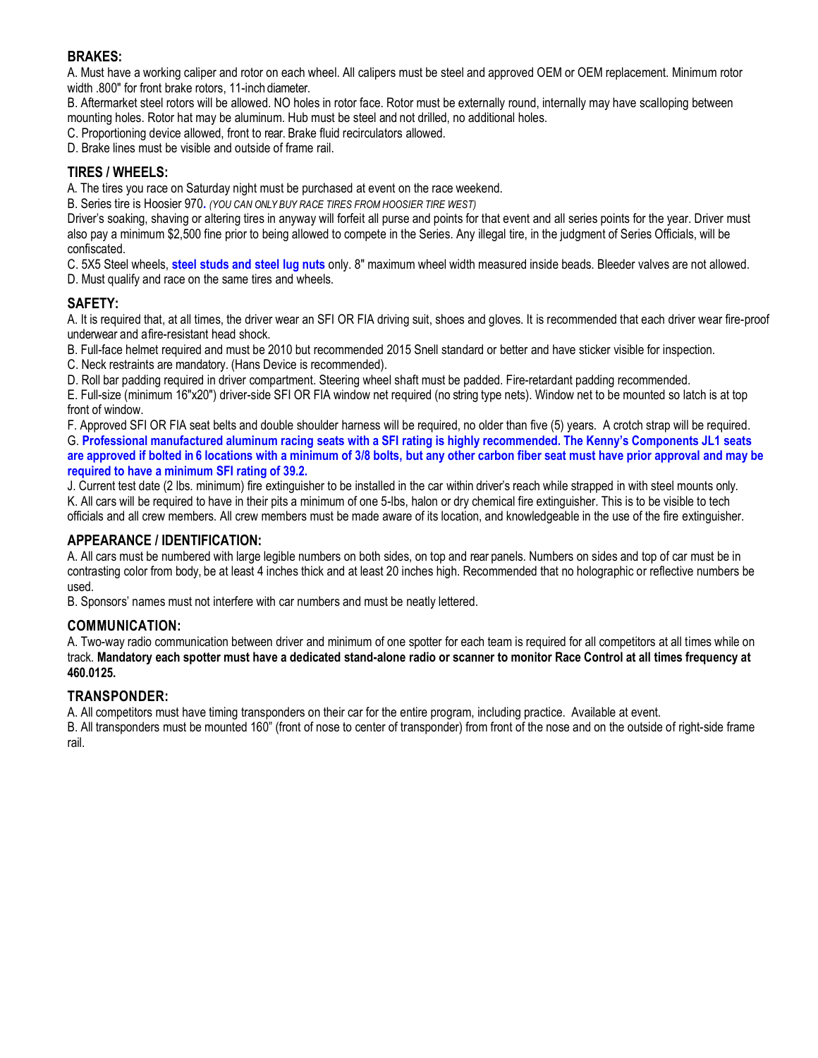### BRAKES:

A. Must have a working caliper and rotor on each wheel. All calipers must be steel and approved OEM or OEM replacement. Minimum rotor width .800" for front brake rotors, 11-inch diameter.

B. Aftermarket steel rotors will be allowed. NO holes in rotor face. Rotor must be externally round, internally may have scalloping between mounting holes. Rotor hat may be aluminum. Hub must be steel and not drilled, no additional holes.

C. Proportioning device allowed, front to rear. Brake fluid recirculators allowed.

D. Brake lines must be visible and outside of frame rail.

### TIRES / WHEELS:

A. The tires you race on Saturday night must be purchased at event on the race weekend.

B. Series tire is Hoosier 970**.** *(YOU CAN ONLY BUY RACE TIRES FROM HOOSIER TIRE WEST)*

Driver's soaking, shaving or altering tires in anyway will forfeit all purse and points for that event and all series points for the year. Driver must also pay a minimum $2,500 fine prior to being allowed to compete in the Series. Any illegal tire, in the judgment of Series Officials, will be confiscated.

C. 5X5 Steel wheels, **steel studs and steel lug nuts** only. 8" maximum wheel width measured inside beads. Bleeder valves are not allowed.

D. Must qualify and race on the same tires and wheels.

### SAFETY:

A. It is required that, at all times, the driver wear an SFI OR FIA driving suit, shoes and gloves. It is recommended that each driver wear fire-proof underwear and a fire-resistant head shock.

B. Full-face helmet required and must be 2010 but recommended 2015 Snell standard or better and have sticker visible for inspection.

C. Neck restraints are mandatory. (Hans Device is recommended).

D. Roll bar padding required in driver compartment. Steering wheel shaft must be padded. Fire-retardant padding recommended.

E. Full-size (minimum 16"x20") driver-side SFI OR FIA window net required (no string type nets). Window net to be mounted so latch is at top front of window.

F. Approved SFI OR FIA seat belts and double shoulder harness will be required, no older than five (5) years. A crotch strap will be required.

G. **Professional manufactured aluminum racing seats with a SFI rating is highly recommended. The Kenny's Components JL1 seats are approved if bolted in 6 locations with a minimum of 3/8 bolts, but any other carbon fiber seat must have prior approval and may be required to have a minimum SFI rating of 39.2.**

J. Current test date (2 lbs. minimum) fire extinguisher to be installed in the car within driver's reach while strapped in with steel mounts only.

K. All cars will be required to have in their pits a minimum of one 5-lbs, halon or dry chemical fire extinguisher. This is to be visible to tech officials and all crew members. All crew members must be made aware of its location, and knowledgeable in the use of the fire extinguisher.

### APPEARANCE / IDENTIFICATION:

A. All cars must be numbered with large legible numbers on both sides, on top and rear panels. Numbers on sides and top of car must be in contrasting color from body, be at least 4 inches thick and at least 20 inches high. Recommended that no holographic or reflective numbers be used.

B. Sponsors' names must not interfere with car numbers and must be neatly lettered.

### COMMUNICATION:

A. Two-way radio communication between driver and minimum of one spotter for each team is required for all competitors at all times while on track. **Mandatory each spotter must have a dedicated stand-alone radio or scanner to monitor Race Control at all times frequency at 460.0125.**

### TRANSPONDER:

A. All competitors must have timing transponders on their car for the entire program, including practice. Available at event.

B. All transponders must be mounted 160" (front of nose to center of transponder) from front of the nose and on the outside of right-side frame rail.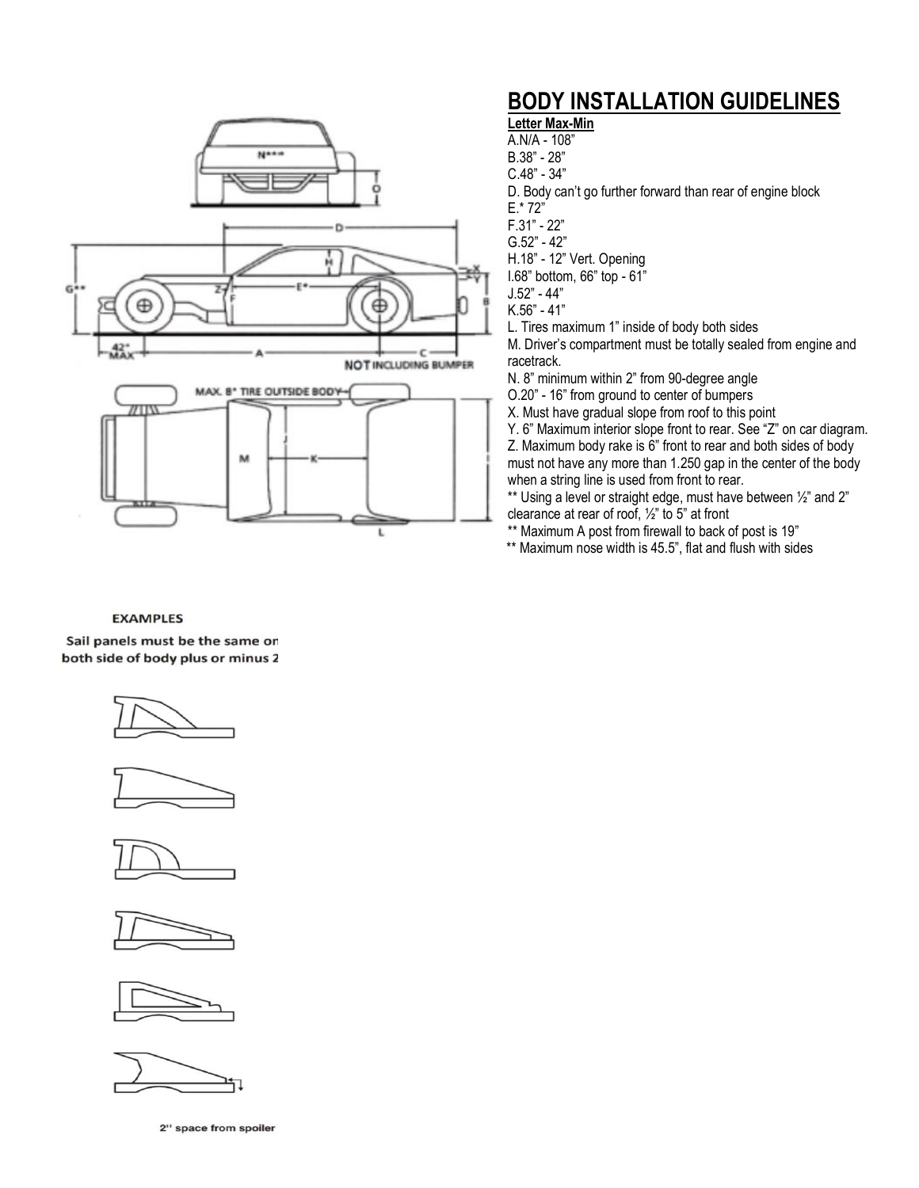## BODY INSTALLATION GUIDELINES

**Letter Max-Min**

A.N/A - 108”
B.38” - 28”
C.48” - 34”
D. Body can’t go further forward than rear of engine block
E.* 72”
F.31” - 22”
G.52” - 42”
H.18” - 12” Vert. Opening
I.68” bottom, 66” top - 61”
J.52” - 44”
K.56” - 41”
L. Tires maximum 1” inside of body both sides
M. Driver’s compartment must be totally sealed from engine and racetrack.
N. 8” minimum within 2” from 90-degree angle
O.20” - 16” from ground to center of bumpers
X. Must have gradual slope from roof to this point
Y. 6” Maximum interior slope front to rear. See “Z” on car diagram.
Z. Maximum body rake is 6” front to rear and both sides of body must not have any more than 1.250 gap in the center of the body when a string line is used from front to rear.
** Using a level or straight edge, must have between ½” and 2” clearance at rear of roof, ½” to 5” at front
** Maximum A post from firewall to back of post is 19”
** Maximum nose width is 45.5”, flat and flush with sides

N***
O
D
G**
H
X
Y
Z
F
E*
B
42" MAX
A
C
NOT INCLUDING BUMPER
MAX. 8" TIRE OUTSIDE BODY
J
M
K
I
L

**EXAMPLES**

Sail panels must be the same on both side of body plus or minus 2

2" space from spoiler